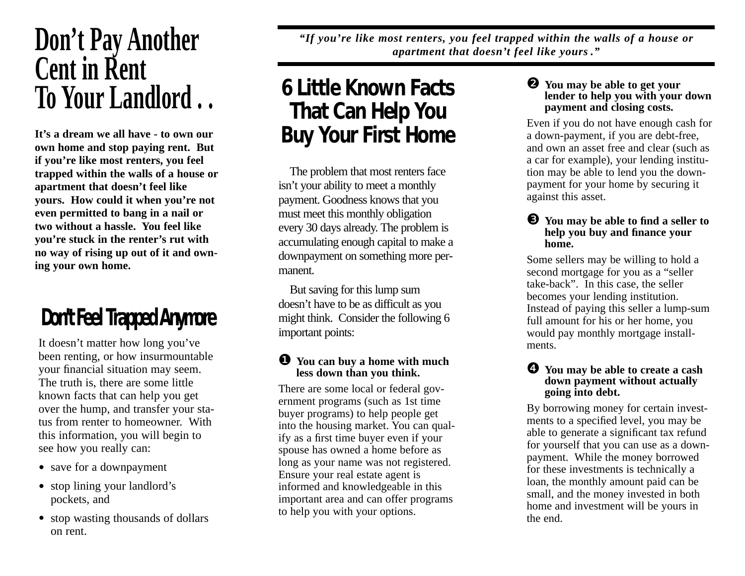# Don't Pay Another Cent in Rent To Your Landlord . .

**It's a dream we all have - to own our own home and stop paying rent. But if you're like most renters, you feel trapped within the walls of a house or apartment that doesn't feel like yours. How could it when you're not even permitted to bang in a nail or two without a hassle. You feel like you're stuck in the renter's rut with no way of rising up out of it and owning your own home.**

## Don't Feel Trapped Anymore

It doesn't matter how long you've been renting, or how insurmountable your financial situation may seem. The truth is, there are some little known facts that can help you get over the hump, and transfer your status from renter to homeowner. With this information, you will begin to see how you really can:

- save for a downpayment
- stop lining your landlord's pockets, and
- stop wasting thousands of dollars on rent.

***"If you're like most renters, you feel trapped within the walls of a house or apartment that doesn't feel like yours."***

## 6 Little Known Facts That Can Help You Buy Your First Home

The problem that most renters face isn't your ability to meet a monthly payment. Goodness knows that you must meet this monthly obligation every 30 days already. The problem is accumulating enough capital to make a downpayment on something more permanent.

But saving for this lump sum doesn't have to be as difficult as you might think. Consider the following 6 important points:

**❶ You can buy a home with much less down than you think.**

There are some local or federal government programs (such as 1st time buyer programs) to help people get into the housing market. You can qualify as a first time buyer even if your spouse has owned a home before as long as your name was not registered. Ensure your real estate agent is informed and knowledgeable in this important area and can offer programs to help you with your options.

**❷ You may be able to get your lender to help you with your down payment and closing costs.**

Even if you do not have enough cash for a down-payment, if you are debt-free, and own an asset free and clear (such as a car for example), your lending institution may be able to lend you the down-payment for your home by securing it against this asset.

**❸ You may be able to find a seller to help you buy and finance your home.**

Some sellers may be willing to hold a second mortgage for you as a "seller take-back". In this case, the seller becomes your lending institution. Instead of paying this seller a lump-sum full amount for his or her home, you would pay monthly mortgage installments.

**❹ You may be able to create a cash down payment without actually going into debt.**

By borrowing money for certain investments to a specified level, you may be able to generate a significant tax refund for yourself that you can use as a down-payment. While the money borrowed for these investments is technically a loan, the monthly amount paid can be small, and the money invested in both home and investment will be yours in the end.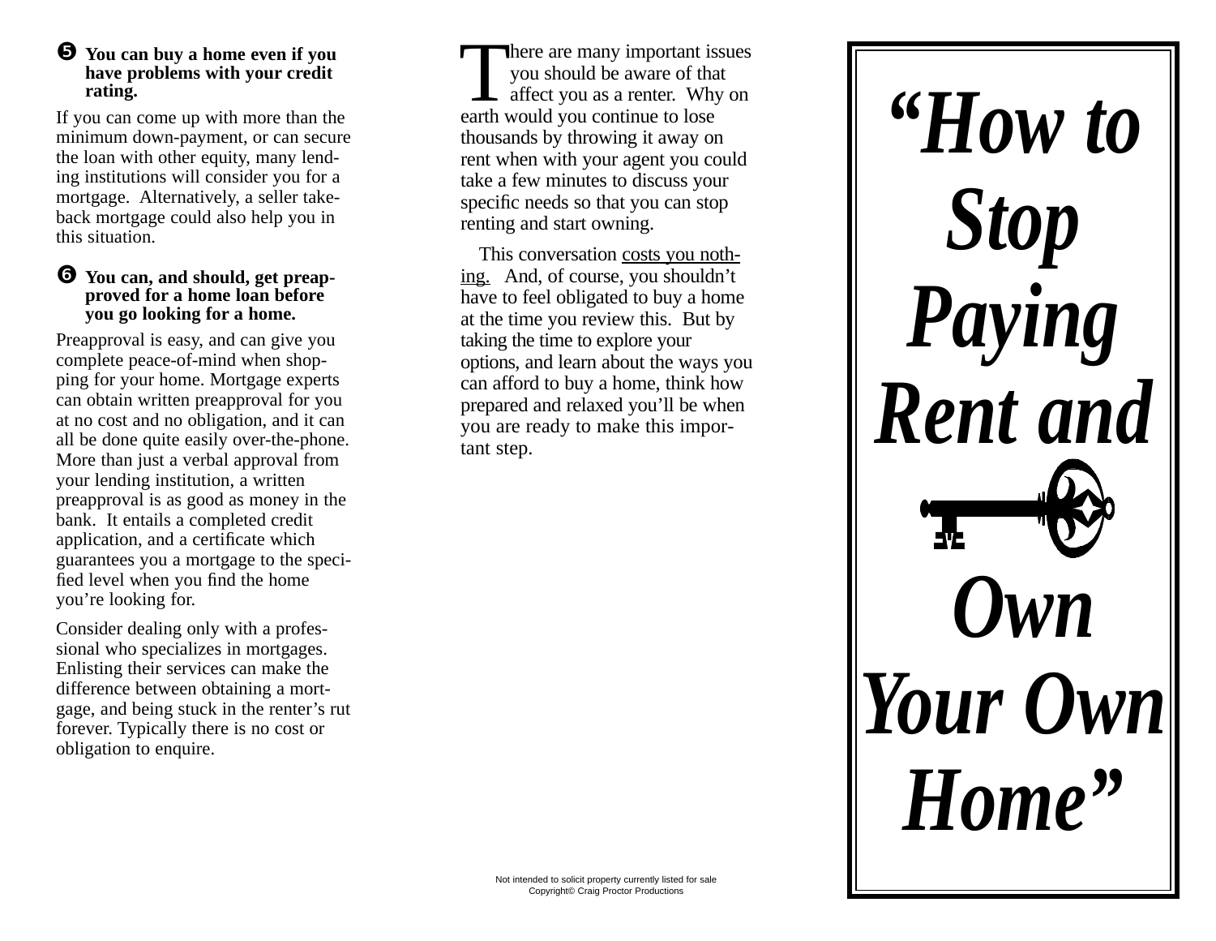**❺ You can buy a home even if you have problems with your credit rating.**

If you can come up with more than the minimum down-payment, or can secure the loan with other equity, many lending institutions will consider you for a mortgage. Alternatively, a seller take-back mortgage could also help you in this situation.

**❻ You can, and should, get preapproved for a home loan before you go looking for a home.**

Preapproval is easy, and can give you complete peace-of-mind when shopping for your home. Mortgage experts can obtain written preapproval for you at no cost and no obligation, and it can all be done quite easily over-the-phone. More than just a verbal approval from your lending institution, a written preapproval is as good as money in the bank. It entails a completed credit application, and a certificate which guarantees you a mortgage to the specified level when you find the home you're looking for.

Consider dealing only with a professional who specializes in mortgages. Enlisting their services can make the difference between obtaining a mortgage, and being stuck in the renter's rut forever. Typically there is no cost or obligation to enquire.

There are many important issues you should be aware of that affect you as a renter. Why on earth would you continue to lose thousands by throwing it away on rent when with your agent you could take a few minutes to discuss your specific needs so that you can stop renting and start owning.

This conversation costs you nothing. And, of course, you shouldn't have to feel obligated to buy a home at the time you review this. But by taking the time to explore your options, and learn about the ways you can afford to buy a home, think how prepared and relaxed you'll be when you are ready to make this important step.

Not intended to solicit property currently listed for sale
Copyright© Craig Proctor Productions

# *"How to Stop Paying Rent and Own Your Own Home"*